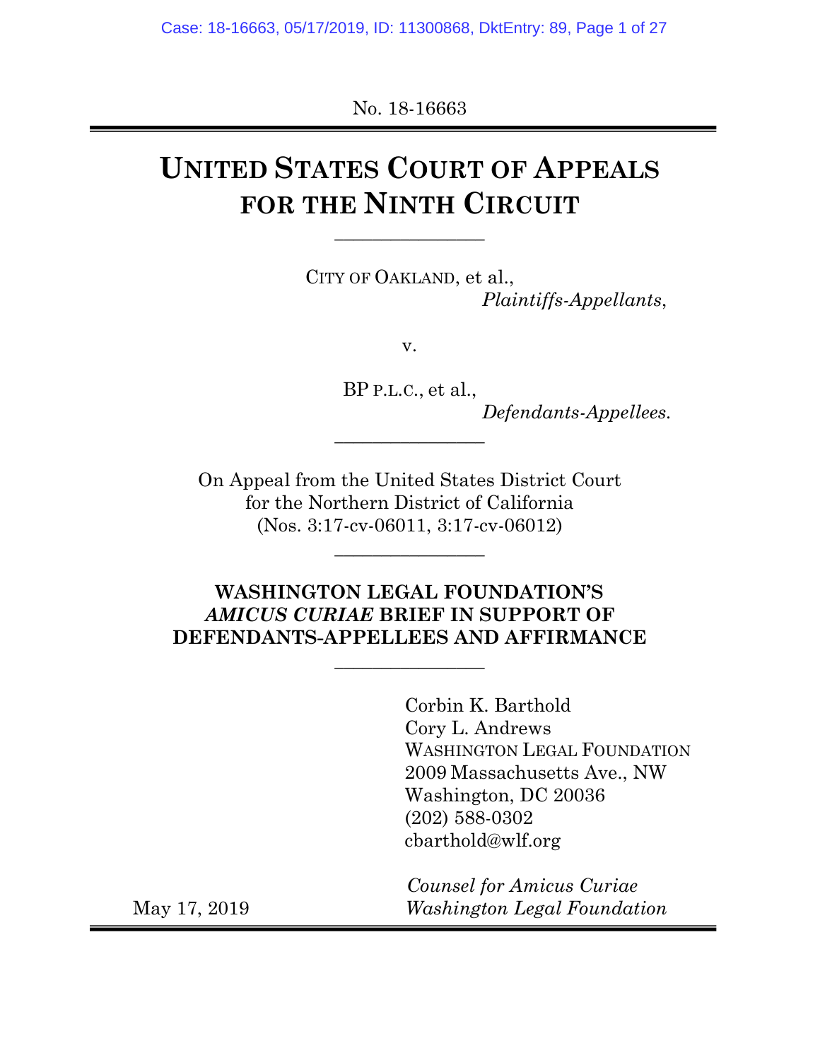No. 18-16663

# UNITED STATES COURT OF APPEALS FOR THE NINTH CIRCUIT

\_\_\_\_\_\_\_\_\_\_\_\_\_\_\_\_

CITY OF OAKLAND, et al.,
*Plaintiffs-Appellants*,

v.

BP P.L.C., et al.,
*Defendants-Appellees.*

\_\_\_\_\_\_\_\_\_\_\_\_\_\_\_\_

On Appeal from the United States District Court for the Northern District of California (Nos. 3:17-cv-06011, 3:17-cv-06012)

\_\_\_\_\_\_\_\_\_\_\_\_\_\_\_\_

**WASHINGTON LEGAL FOUNDATION'S *AMICUS CURIAE* BRIEF IN SUPPORT OF DEFENDANTS-APPELLEES AND AFFIRMANCE**

\_\_\_\_\_\_\_\_\_\_\_\_\_\_\_\_

Corbin K. Barthold
Cory L. Andrews
WASHINGTON LEGAL FOUNDATION
2009 Massachusetts Ave., NW
Washington, DC 20036
(202) 588-0302
cbarthold@wlf.org

*Counsel for Amicus Curiae*
*Washington Legal Foundation*

May 17, 2019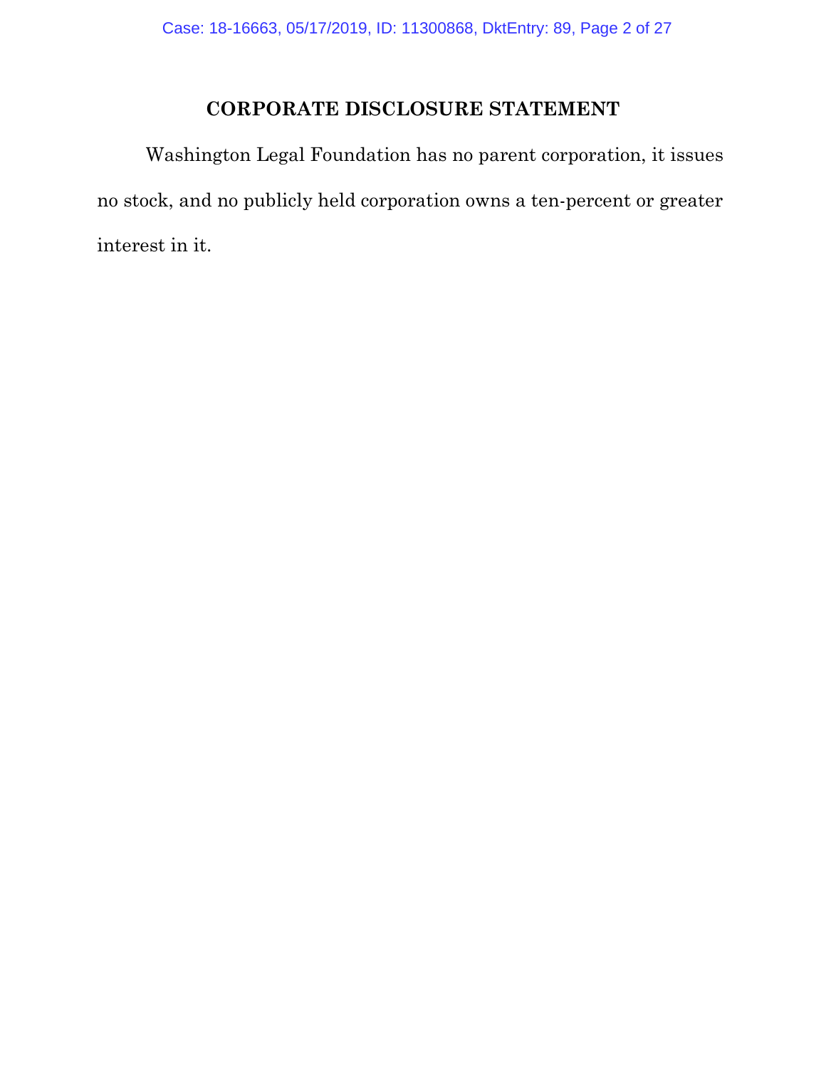# CORPORATE DISCLOSURE STATEMENT

Washington Legal Foundation has no parent corporation, it issues no stock, and no publicly held corporation owns a ten-percent or greater interest in it.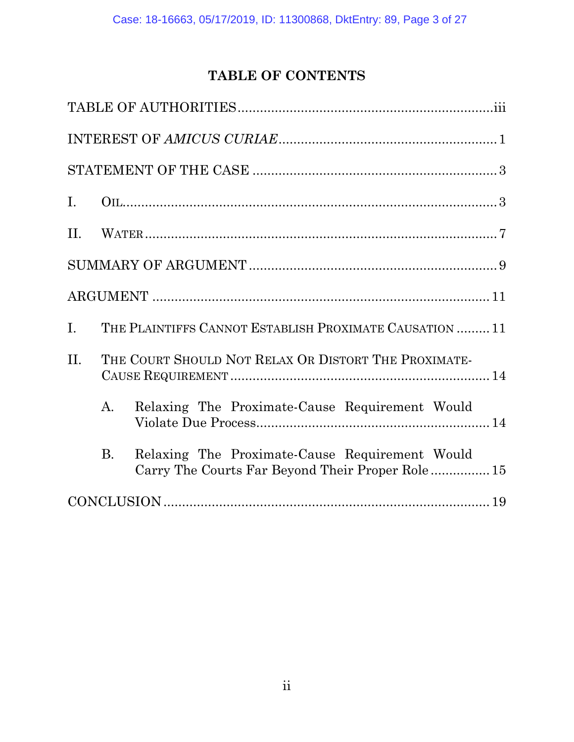# TABLE OF CONTENTS

TABLE OF AUTHORITIES .................................................................... iii

INTEREST OF *AMICUS CURIAE* .......................................................... 1

STATEMENT OF THE CASE ................................................................. 3

I. OIL .................................................................................................... 3

II. WATER .............................................................................................. 7

SUMMARY OF ARGUMENT .................................................................. 9

ARGUMENT ........................................................................................ 11

I. THE PLAINTIFFS CANNOT ESTABLISH PROXIMATE CAUSATION ......... 11

II. THE COURT SHOULD NOT RELAX OR DISTORT THE PROXIMATE-CAUSE REQUIREMENT ...................................................................... 14

  A. Relaxing The Proximate-Cause Requirement Would Violate Due Process .............................................................. 14

  B. Relaxing The Proximate-Cause Requirement Would Carry The Courts Far Beyond Their Proper Role ................ 15

CONCLUSION ...................................................................................... 19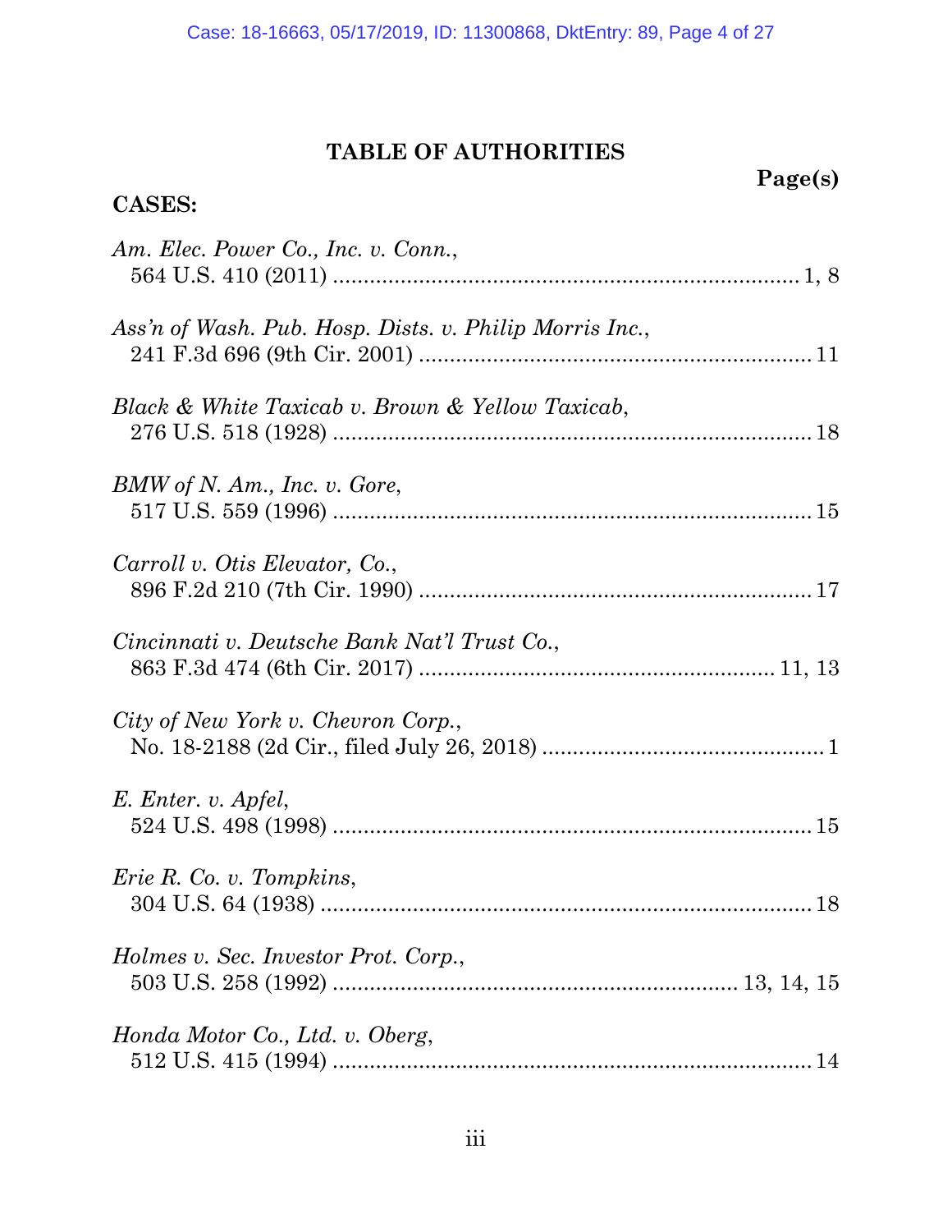# TABLE OF AUTHORITIES

**Page(s)**

**CASES:**

*Am. Elec. Power Co., Inc. v. Conn.*,
564 U.S. 410 (2011) .......................................................................... 1, 8

*Ass'n of Wash. Pub. Hosp. Dists. v. Philip Morris Inc.*,
241 F.3d 696 (9th Cir. 2001) .............................................................. 11

*Black & White Taxicab v. Brown & Yellow Taxicab*,
276 U.S. 518 (1928) ............................................................................ 18

*BMW of N. Am., Inc. v. Gore*,
517 U.S. 559 (1996) ............................................................................ 15

*Carroll v. Otis Elevator, Co.*,
896 F.2d 210 (7th Cir. 1990) ............................................................... 17

*Cincinnati v. Deutsche Bank Nat'l Trust Co.*,
863 F.3d 474 (6th Cir. 2017) ........................................................ 11, 13

*City of New York v. Chevron Corp.*,
No. 18-2188 (2d Cir., filed July 26, 2018) ............................................. 1

*E. Enter. v. Apfel*,
524 U.S. 498 (1998) ............................................................................ 15

*Erie R. Co. v. Tompkins*,
304 U.S. 64 (1938) .............................................................................. 18

*Holmes v. Sec. Investor Prot. Corp.*,
503 U.S. 258 (1992) ................................................................ 13, 14, 15

*Honda Motor Co., Ltd. v. Oberg*,
512 U.S. 415 (1994) ............................................................................ 14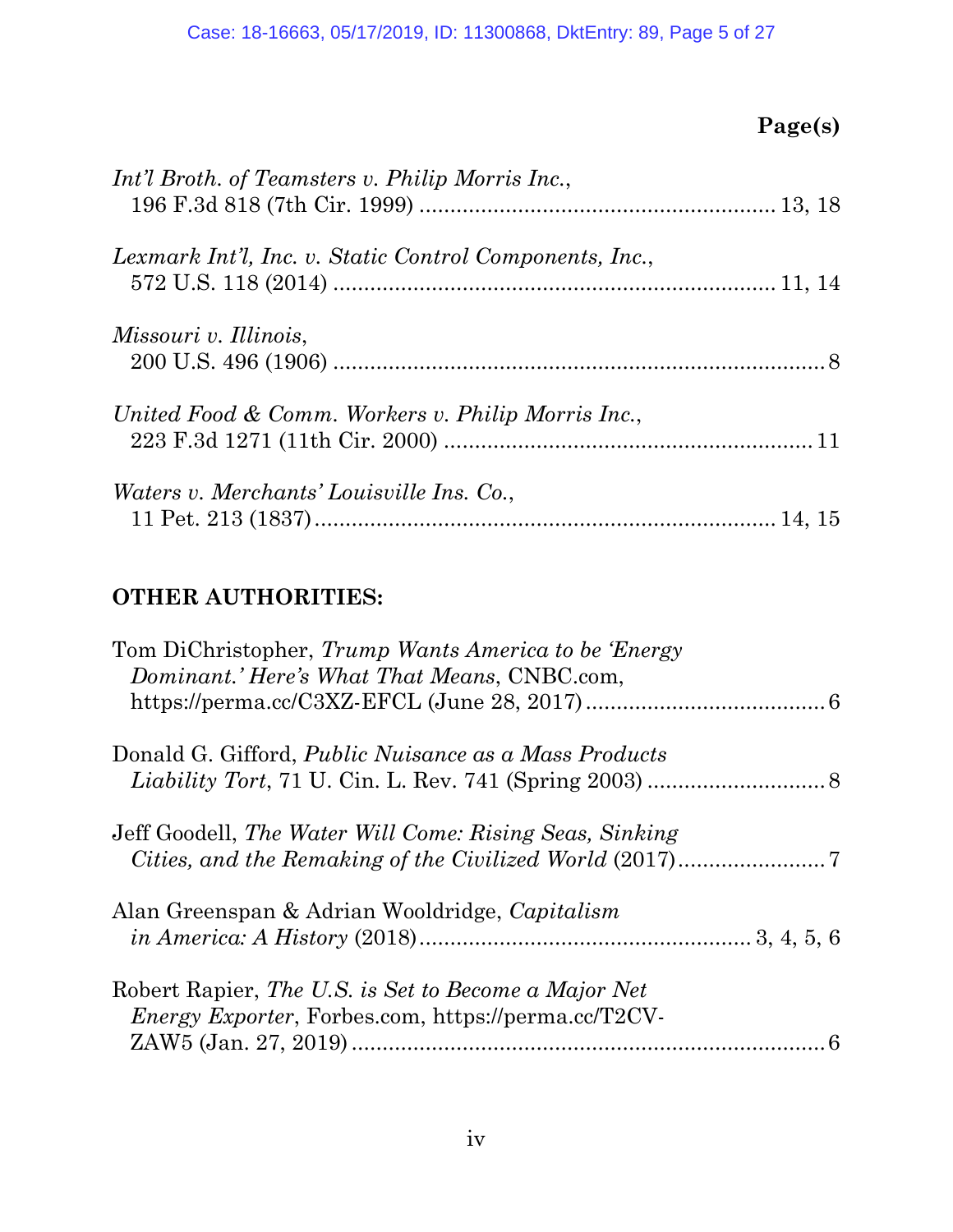**Page(s)**

*Int'l Broth. of Teamsters v. Philip Morris Inc.*, 196 F.3d 818 (7th Cir. 1999) ........................................................ 13, 18

*Lexmark Int'l, Inc. v. Static Control Components, Inc.*, 572 U.S. 118 (2014) ..................................................................... 11, 14

*Missouri v. Illinois*, 200 U.S. 496 (1906) ................................................................................8

*United Food & Comm. Workers v. Philip Morris Inc.*, 223 F.3d 1271 (11th Cir. 2000) ..........................................................11

*Waters v. Merchants' Louisville Ins. Co.*, 11 Pet. 213 (1837)......................................................................... 14, 15

**OTHER AUTHORITIES:**

Tom DiChristopher, *Trump Wants America to be 'Energy Dominant.' Here's What That Means*, CNBC.com, https://perma.cc/C3XZ-EFCL (June 28, 2017) .......................................6

Donald G. Gifford, *Public Nuisance as a Mass Products Liability Tort*, 71 U. Cin. L. Rev. 741 (Spring 2003) .............................8

Jeff Goodell, *The Water Will Come: Rising Seas, Sinking Cities, and the Remaking of the Civilized World* (2017)........................7

Alan Greenspan & Adrian Wooldridge, *Capitalism in America: A History* (2018)..................................................... 3, 4, 5, 6

Robert Rapier, *The U.S. is Set to Become a Major Net Energy Exporter*, Forbes.com, https://perma.cc/T2CV-ZAW5 (Jan. 27, 2019) .............................................................................6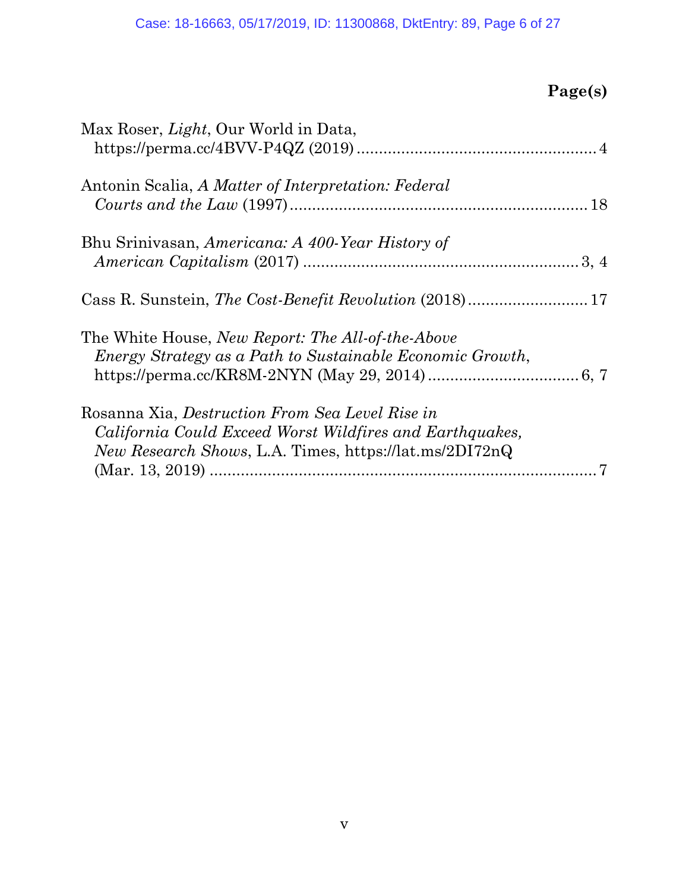**Page(s)**

Max Roser, *Light*, Our World in Data, https://perma.cc/4BVV-P4QZ (2019) ........................................ 4

Antonin Scalia, *A Matter of Interpretation: Federal Courts and the Law* (1997) ........................................ 18

Bhu Srinivasan, *Americana: A 400-Year History of American Capitalism* (2017) ........................................ 3, 4

Cass R. Sunstein, *The Cost-Benefit Revolution* (2018) ........................................ 17

The White House, *New Report: The All-of-the-Above Energy Strategy as a Path to Sustainable Economic Growth*, https://perma.cc/KR8M-2NYN (May 29, 2014) ........................................ 6, 7

Rosanna Xia, *Destruction From Sea Level Rise in California Could Exceed Worst Wildfires and Earthquakes, New Research Shows*, L.A. Times, https://lat.ms/2DI72nQ (Mar. 13, 2019) ........................................ 7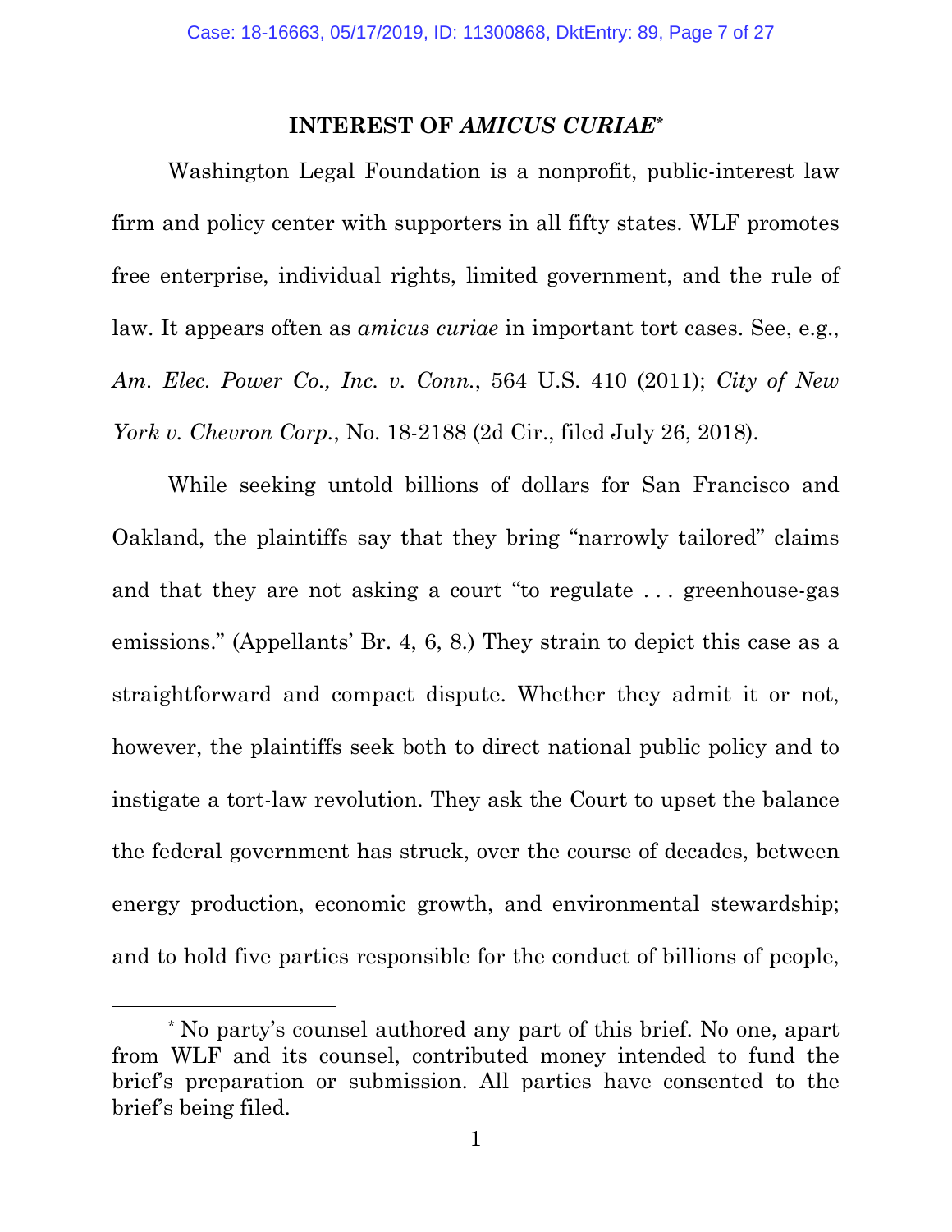## INTEREST OF *AMICUS CURIAE*[*]

Washington Legal Foundation is a nonprofit, public-interest law firm and policy center with supporters in all fifty states. WLF promotes free enterprise, individual rights, limited government, and the rule of law. It appears often as *amicus curiae* in important tort cases. See, e.g., *Am. Elec. Power Co., Inc. v. Conn.*, 564 U.S. 410 (2011); *City of New York v. Chevron Corp.*, No. 18-2188 (2d Cir., filed July 26, 2018).

While seeking untold billions of dollars for San Francisco and Oakland, the plaintiffs say that they bring "narrowly tailored" claims and that they are not asking a court "to regulate . . . greenhouse-gas emissions." (Appellants' Br. 4, 6, 8.) They strain to depict this case as a straightforward and compact dispute. Whether they admit it or not, however, the plaintiffs seek both to direct national public policy and to instigate a tort-law revolution. They ask the Court to upset the balance the federal government has struck, over the course of decades, between energy production, economic growth, and environmental stewardship; and to hold five parties responsible for the conduct of billions of people,

---

[*] No party's counsel authored any part of this brief. No one, apart from WLF and its counsel, contributed money intended to fund the brief's preparation or submission. All parties have consented to the brief's being filed.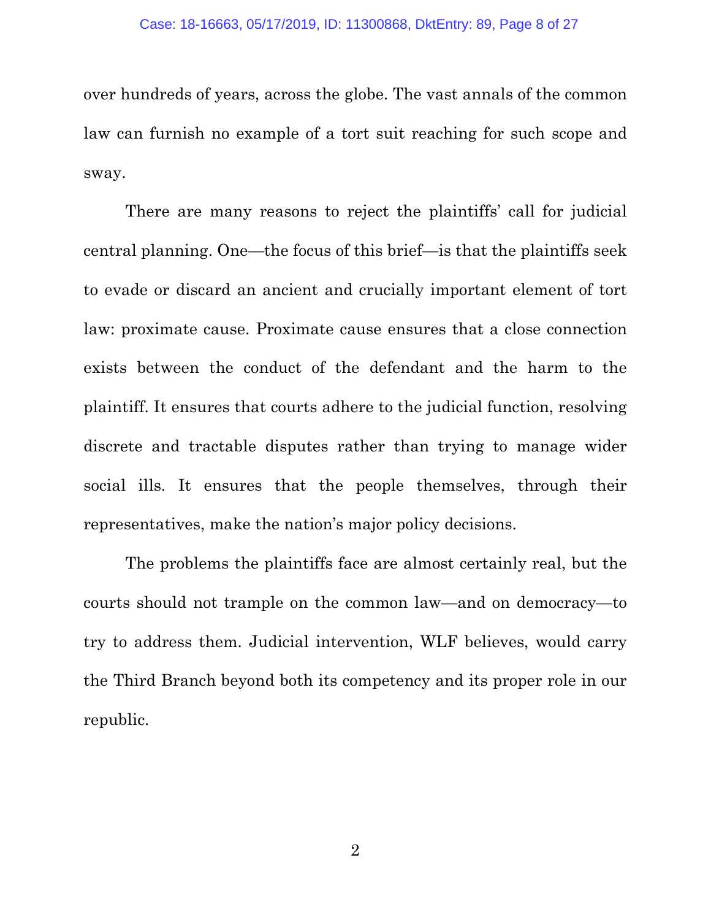over hundreds of years, across the globe. The vast annals of the common law can furnish no example of a tort suit reaching for such scope and sway.

There are many reasons to reject the plaintiffs' call for judicial central planning. One—the focus of this brief—is that the plaintiffs seek to evade or discard an ancient and crucially important element of tort law: proximate cause. Proximate cause ensures that a close connection exists between the conduct of the defendant and the harm to the plaintiff. It ensures that courts adhere to the judicial function, resolving discrete and tractable disputes rather than trying to manage wider social ills. It ensures that the people themselves, through their representatives, make the nation's major policy decisions.

The problems the plaintiffs face are almost certainly real, but the courts should not trample on the common law—and on democracy—to try to address them. Judicial intervention, WLF believes, would carry the Third Branch beyond both its competency and its proper role in our republic.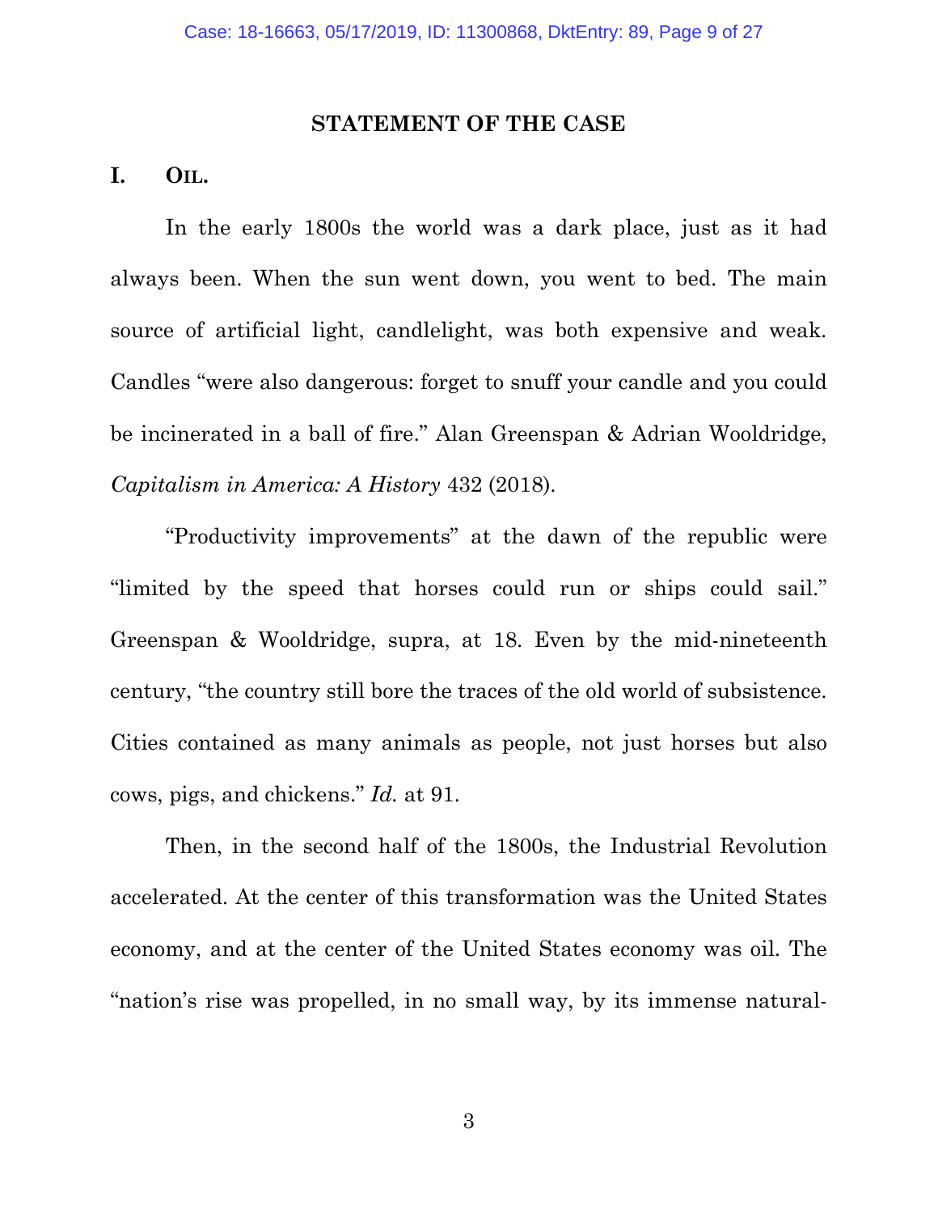## STATEMENT OF THE CASE

### I. OIL.

In the early 1800s the world was a dark place, just as it had always been. When the sun went down, you went to bed. The main source of artificial light, candlelight, was both expensive and weak. Candles "were also dangerous: forget to snuff your candle and you could be incinerated in a ball of fire." Alan Greenspan & Adrian Wooldridge, *Capitalism in America: A History* 432 (2018).

"Productivity improvements" at the dawn of the republic were "limited by the speed that horses could run or ships could sail." Greenspan & Wooldridge, supra, at 18. Even by the mid-nineteenth century, "the country still bore the traces of the old world of subsistence. Cities contained as many animals as people, not just horses but also cows, pigs, and chickens." *Id.* at 91.

Then, in the second half of the 1800s, the Industrial Revolution accelerated. At the center of this transformation was the United States economy, and at the center of the United States economy was oil. The "nation's rise was propelled, in no small way, by its immense natural-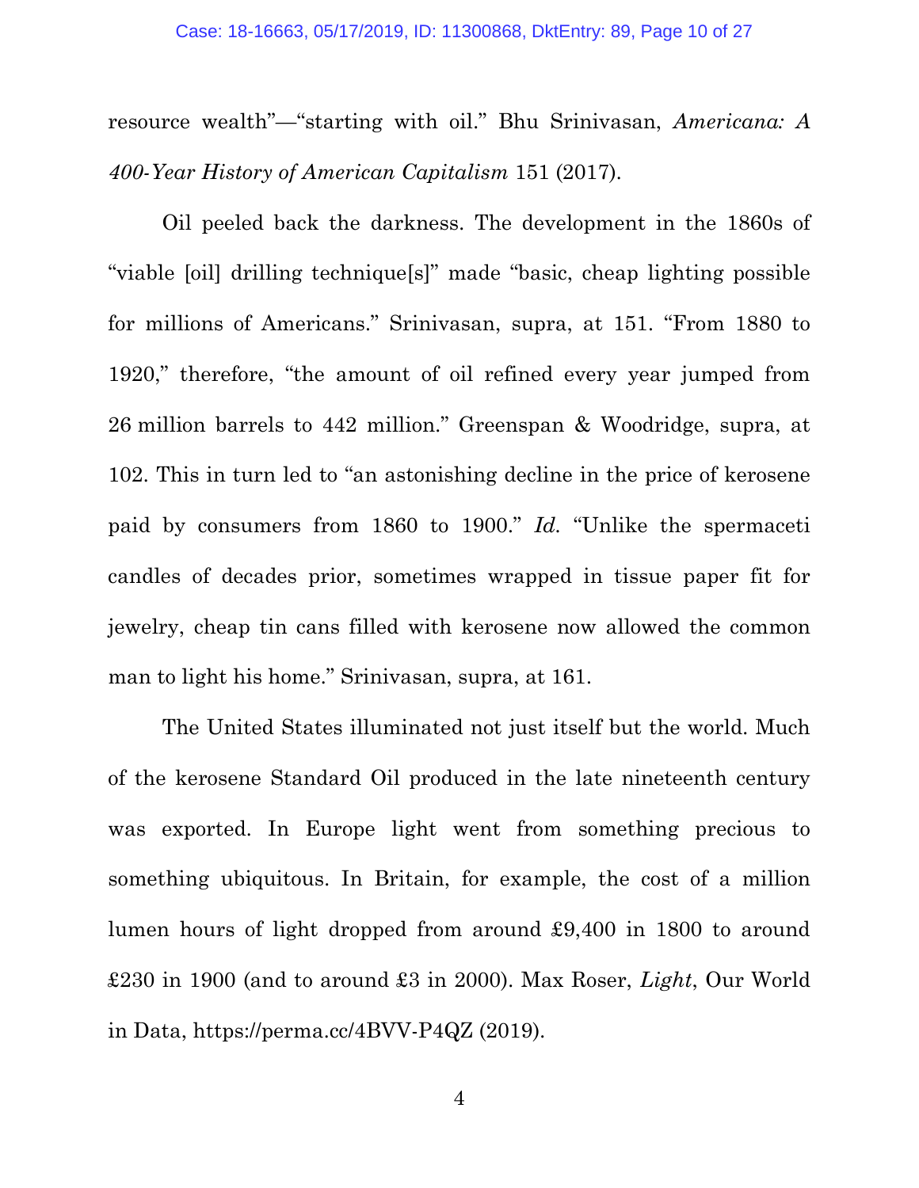resource wealth"—"starting with oil." Bhu Srinivasan, *Americana: A 400-Year History of American Capitalism* 151 (2017).

Oil peeled back the darkness. The development in the 1860s of "viable [oil] drilling technique[s]" made "basic, cheap lighting possible for millions of Americans." Srinivasan, supra, at 151. "From 1880 to 1920," therefore, "the amount of oil refined every year jumped from 26 million barrels to 442 million." Greenspan & Woodridge, supra, at 102. This in turn led to "an astonishing decline in the price of kerosene paid by consumers from 1860 to 1900." *Id.* "Unlike the spermaceti candles of decades prior, sometimes wrapped in tissue paper fit for jewelry, cheap tin cans filled with kerosene now allowed the common man to light his home." Srinivasan, supra, at 161.

The United States illuminated not just itself but the world. Much of the kerosene Standard Oil produced in the late nineteenth century was exported. In Europe light went from something precious to something ubiquitous. In Britain, for example, the cost of a million lumen hours of light dropped from around £9,400 in 1800 to around £230 in 1900 (and to around £3 in 2000). Max Roser, *Light*, Our World in Data, https://perma.cc/4BVV-P4QZ (2019).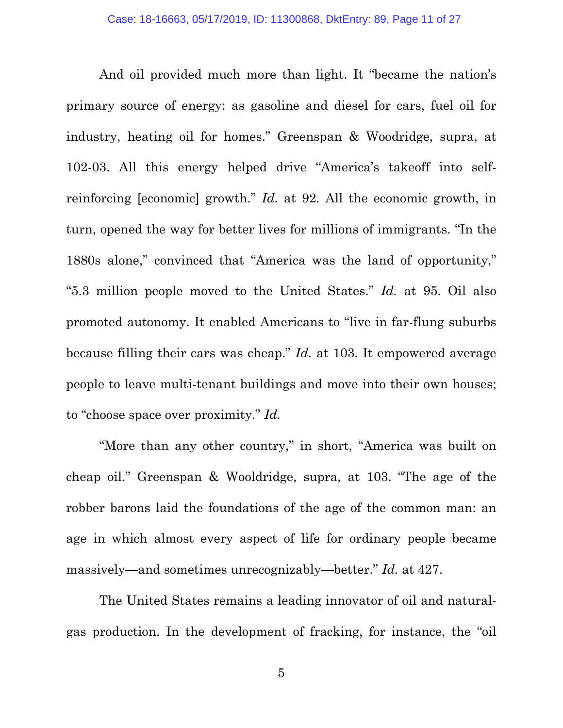And oil provided much more than light. It "became the nation's primary source of energy: as gasoline and diesel for cars, fuel oil for industry, heating oil for homes." Greenspan & Woodridge, supra, at 102-03. All this energy helped drive "America's takeoff into self-reinforcing [economic] growth." *Id.* at 92. All the economic growth, in turn, opened the way for better lives for millions of immigrants. "In the 1880s alone," convinced that "America was the land of opportunity," "5.3 million people moved to the United States." *Id.* at 95. Oil also promoted autonomy. It enabled Americans to "live in far-flung suburbs because filling their cars was cheap." *Id.* at 103. It empowered average people to leave multi-tenant buildings and move into their own houses; to "choose space over proximity." *Id.*

"More than any other country," in short, "America was built on cheap oil." Greenspan & Wooldridge, supra, at 103. "The age of the robber barons laid the foundations of the age of the common man: an age in which almost every aspect of life for ordinary people became massively—and sometimes unrecognizably—better." *Id.* at 427.

The United States remains a leading innovator of oil and natural-gas production. In the development of fracking, for instance, the "oil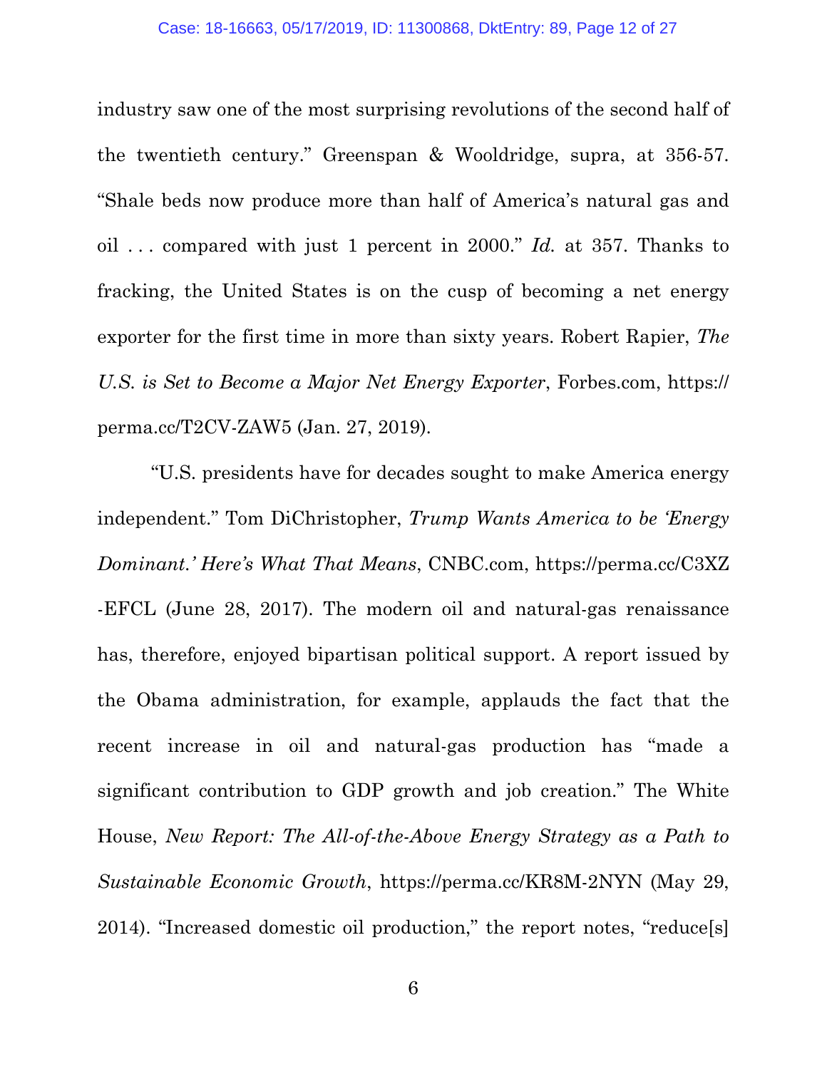industry saw one of the most surprising revolutions of the second half of the twentieth century." Greenspan & Wooldridge, supra, at 356-57. "Shale beds now produce more than half of America's natural gas and oil . . . compared with just 1 percent in 2000." *Id.* at 357. Thanks to fracking, the United States is on the cusp of becoming a net energy exporter for the first time in more than sixty years. Robert Rapier, *The U.S. is Set to Become a Major Net Energy Exporter*, Forbes.com, https://perma.cc/T2CV-ZAW5 (Jan. 27, 2019).

"U.S. presidents have for decades sought to make America energy independent." Tom DiChristopher, *Trump Wants America to be 'Energy Dominant.' Here's What That Means*, CNBC.com, https://perma.cc/C3XZ-EFCL (June 28, 2017). The modern oil and natural-gas renaissance has, therefore, enjoyed bipartisan political support. A report issued by the Obama administration, for example, applauds the fact that the recent increase in oil and natural-gas production has "made a significant contribution to GDP growth and job creation." The White House, *New Report: The All-of-the-Above Energy Strategy as a Path to Sustainable Economic Growth*, https://perma.cc/KR8M-2NYN (May 29, 2014). "Increased domestic oil production," the report notes, "reduce[s]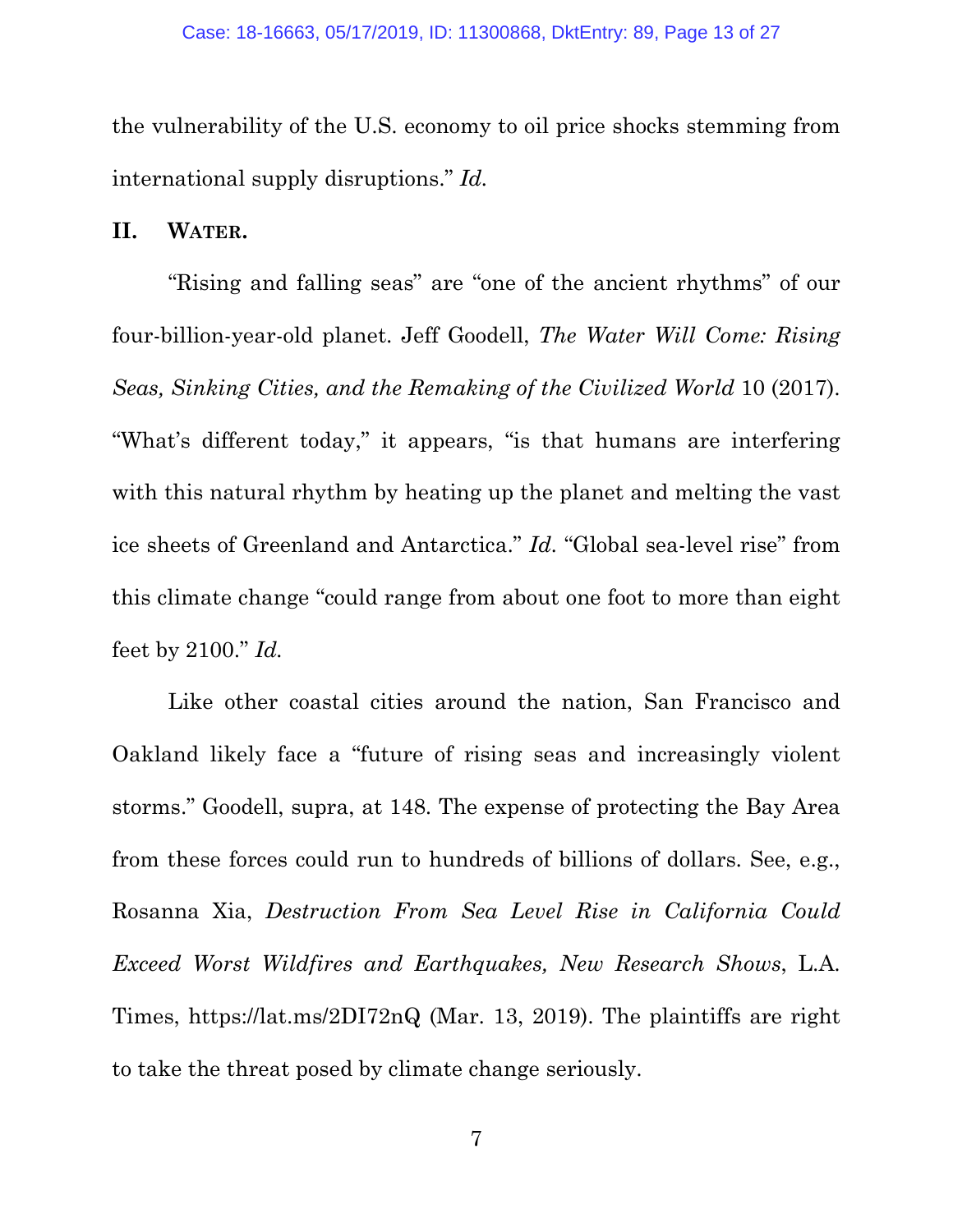the vulnerability of the U.S. economy to oil price shocks stemming from international supply disruptions." *Id.*

## II. Water.

"Rising and falling seas" are "one of the ancient rhythms" of our four-billion-year-old planet. Jeff Goodell, *The Water Will Come: Rising Seas, Sinking Cities, and the Remaking of the Civilized World* 10 (2017). "What's different today," it appears, "is that humans are interfering with this natural rhythm by heating up the planet and melting the vast ice sheets of Greenland and Antarctica." *Id.* "Global sea-level rise" from this climate change "could range from about one foot to more than eight feet by 2100." *Id.*

Like other coastal cities around the nation, San Francisco and Oakland likely face a "future of rising seas and increasingly violent storms." Goodell, supra, at 148. The expense of protecting the Bay Area from these forces could run to hundreds of billions of dollars. See, e.g., Rosanna Xia, *Destruction From Sea Level Rise in California Could Exceed Worst Wildfires and Earthquakes, New Research Shows*, L.A. Times, https://lat.ms/2DI72nQ (Mar. 13, 2019). The plaintiffs are right to take the threat posed by climate change seriously.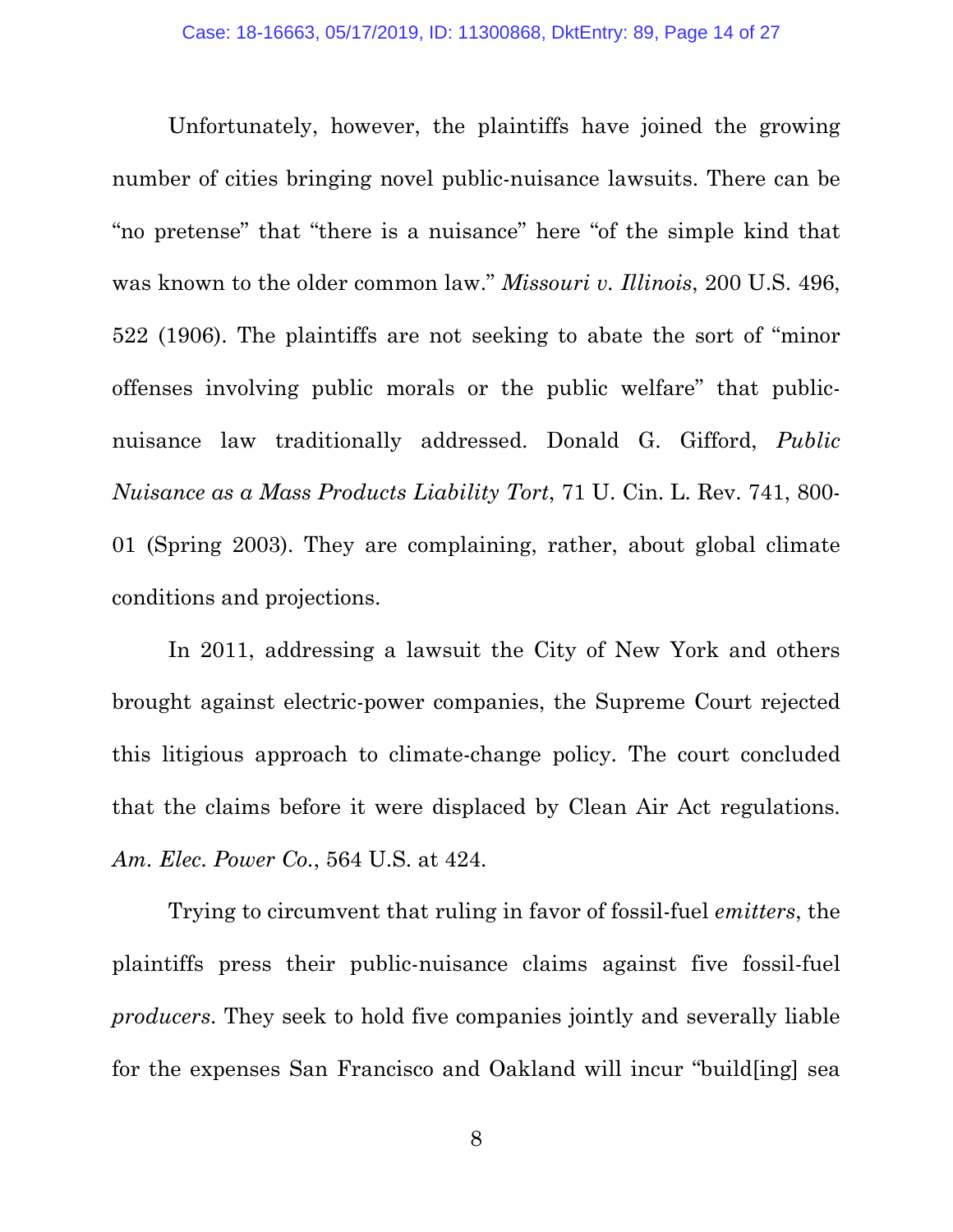Unfortunately, however, the plaintiffs have joined the growing number of cities bringing novel public-nuisance lawsuits. There can be "no pretense" that "there is a nuisance" here "of the simple kind that was known to the older common law." *Missouri v. Illinois*, 200 U.S. 496, 522 (1906). The plaintiffs are not seeking to abate the sort of "minor offenses involving public morals or the public welfare" that public-nuisance law traditionally addressed. Donald G. Gifford, *Public Nuisance as a Mass Products Liability Tort*, 71 U. Cin. L. Rev. 741, 800-01 (Spring 2003). They are complaining, rather, about global climate conditions and projections.

In 2011, addressing a lawsuit the City of New York and others brought against electric-power companies, the Supreme Court rejected this litigious approach to climate-change policy. The court concluded that the claims before it were displaced by Clean Air Act regulations. *Am. Elec. Power Co.*, 564 U.S. at 424.

Trying to circumvent that ruling in favor of fossil-fuel *emitters*, the plaintiffs press their public-nuisance claims against five fossil-fuel *producers*. They seek to hold five companies jointly and severally liable for the expenses San Francisco and Oakland will incur "build[ing] sea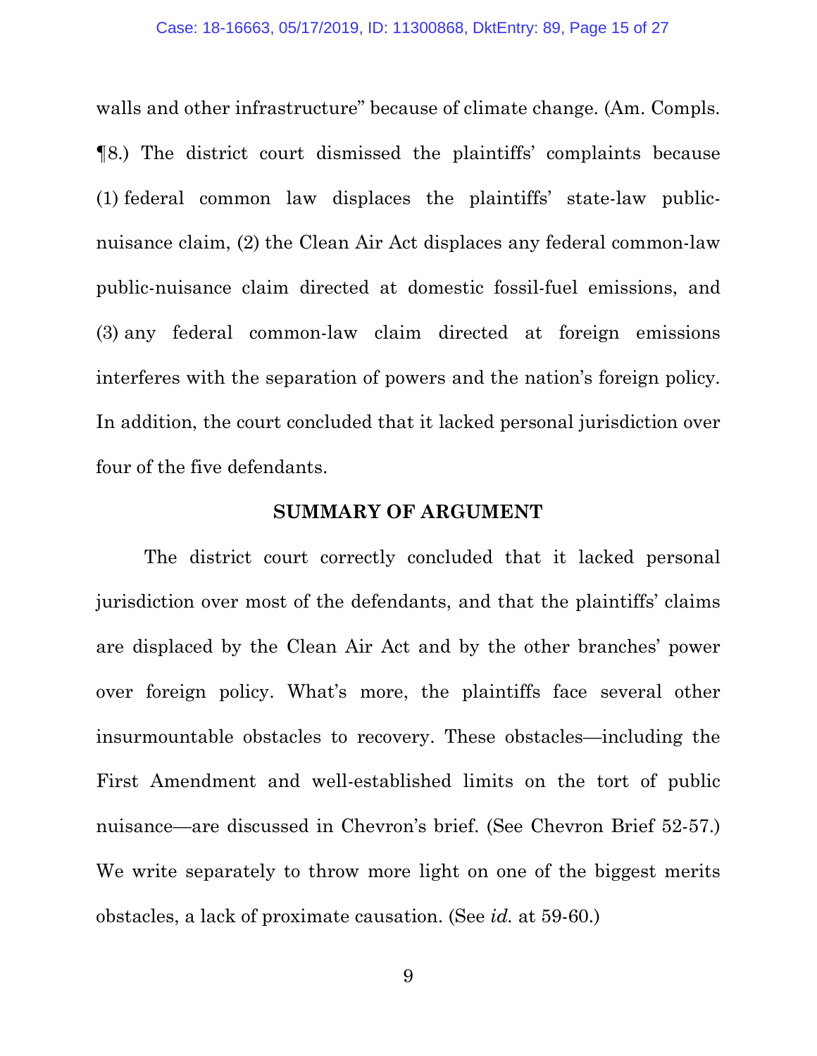walls and other infrastructure" because of climate change. (Am. Compls. ¶8.) The district court dismissed the plaintiffs' complaints because (1) federal common law displaces the plaintiffs' state-law public-nuisance claim, (2) the Clean Air Act displaces any federal common-law public-nuisance claim directed at domestic fossil-fuel emissions, and (3) any federal common-law claim directed at foreign emissions interferes with the separation of powers and the nation's foreign policy. In addition, the court concluded that it lacked personal jurisdiction over four of the five defendants.

## SUMMARY OF ARGUMENT

The district court correctly concluded that it lacked personal jurisdiction over most of the defendants, and that the plaintiffs' claims are displaced by the Clean Air Act and by the other branches' power over foreign policy. What's more, the plaintiffs face several other insurmountable obstacles to recovery. These obstacles—including the First Amendment and well-established limits on the tort of public nuisance—are discussed in Chevron's brief. (See Chevron Brief 52-57.) We write separately to throw more light on one of the biggest merits obstacles, a lack of proximate causation. (See *id.* at 59-60.)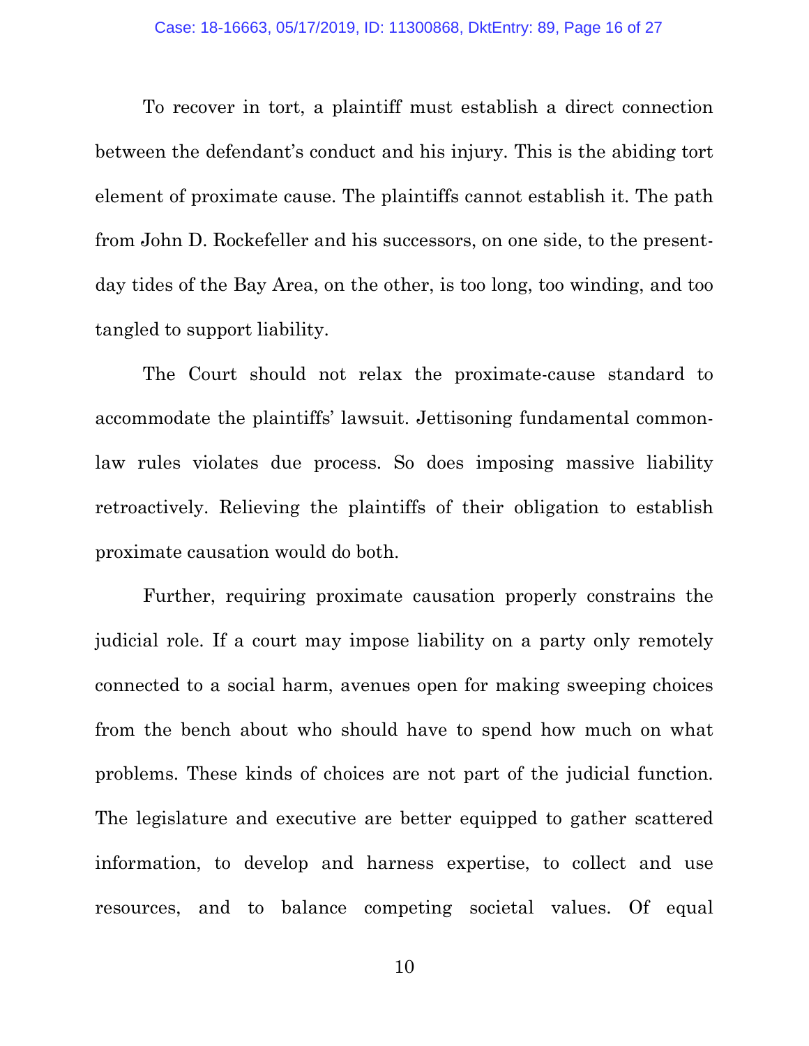To recover in tort, a plaintiff must establish a direct connection between the defendant's conduct and his injury. This is the abiding tort element of proximate cause. The plaintiffs cannot establish it. The path from John D. Rockefeller and his successors, on one side, to the present-day tides of the Bay Area, on the other, is too long, too winding, and too tangled to support liability.

The Court should not relax the proximate-cause standard to accommodate the plaintiffs' lawsuit. Jettisoning fundamental common-law rules violates due process. So does imposing massive liability retroactively. Relieving the plaintiffs of their obligation to establish proximate causation would do both.

Further, requiring proximate causation properly constrains the judicial role. If a court may impose liability on a party only remotely connected to a social harm, avenues open for making sweeping choices from the bench about who should have to spend how much on what problems. These kinds of choices are not part of the judicial function. The legislature and executive are better equipped to gather scattered information, to develop and harness expertise, to collect and use resources, and to balance competing societal values. Of equal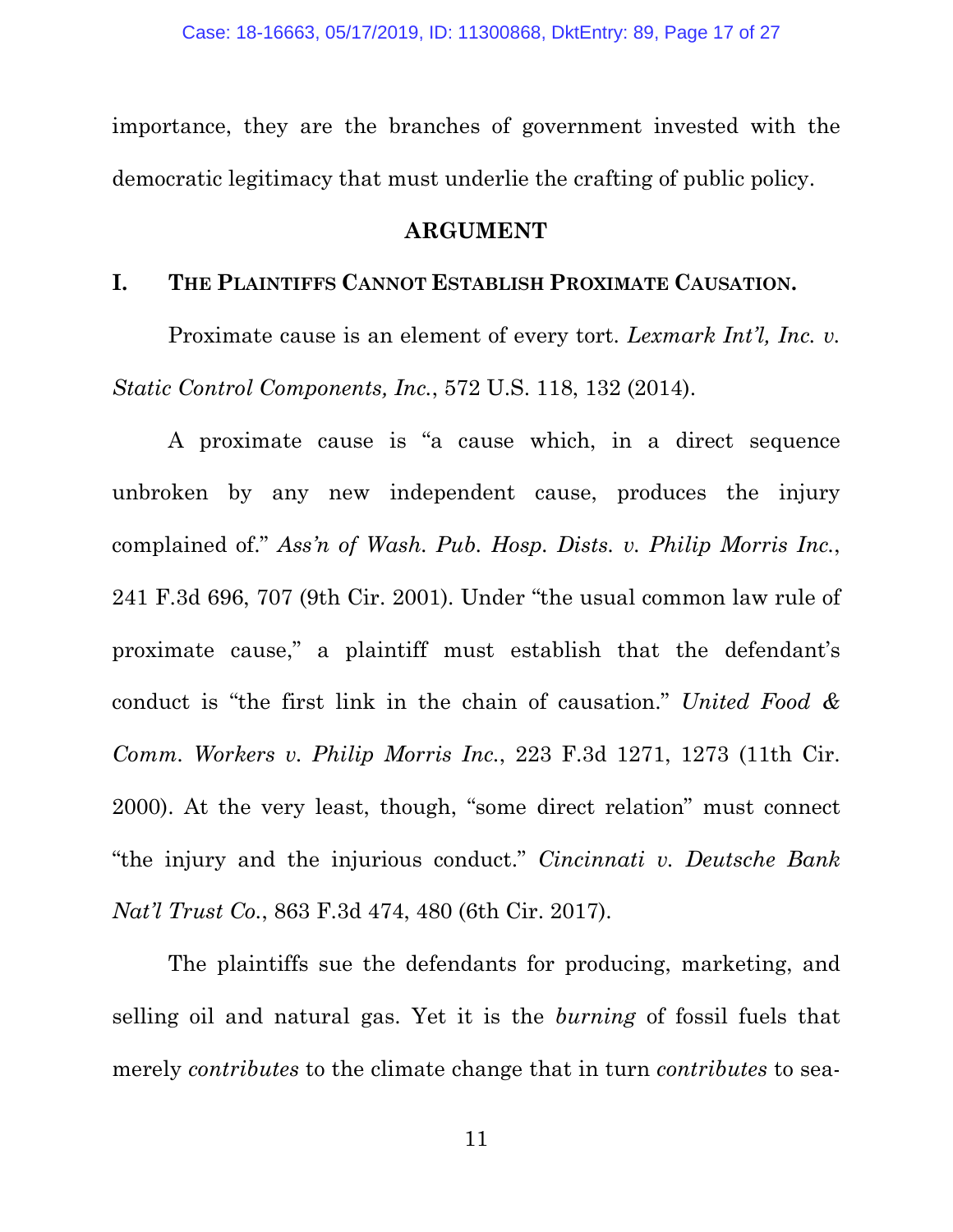importance, they are the branches of government invested with the democratic legitimacy that must underlie the crafting of public policy.

## ARGUMENT

### I. THE PLAINTIFFS CANNOT ESTABLISH PROXIMATE CAUSATION.

Proximate cause is an element of every tort. *Lexmark Int'l, Inc. v. Static Control Components, Inc.*, 572 U.S. 118, 132 (2014).

A proximate cause is "a cause which, in a direct sequence unbroken by any new independent cause, produces the injury complained of." *Ass'n of Wash. Pub. Hosp. Dists. v. Philip Morris Inc.*, 241 F.3d 696, 707 (9th Cir. 2001). Under "the usual common law rule of proximate cause," a plaintiff must establish that the defendant's conduct is "the first link in the chain of causation." *United Food & Comm. Workers v. Philip Morris Inc.*, 223 F.3d 1271, 1273 (11th Cir. 2000). At the very least, though, "some direct relation" must connect "the injury and the injurious conduct." *Cincinnati v. Deutsche Bank Nat'l Trust Co.*, 863 F.3d 474, 480 (6th Cir. 2017).

The plaintiffs sue the defendants for producing, marketing, and selling oil and natural gas. Yet it is the *burning* of fossil fuels that merely *contributes* to the climate change that in turn *contributes* to sea-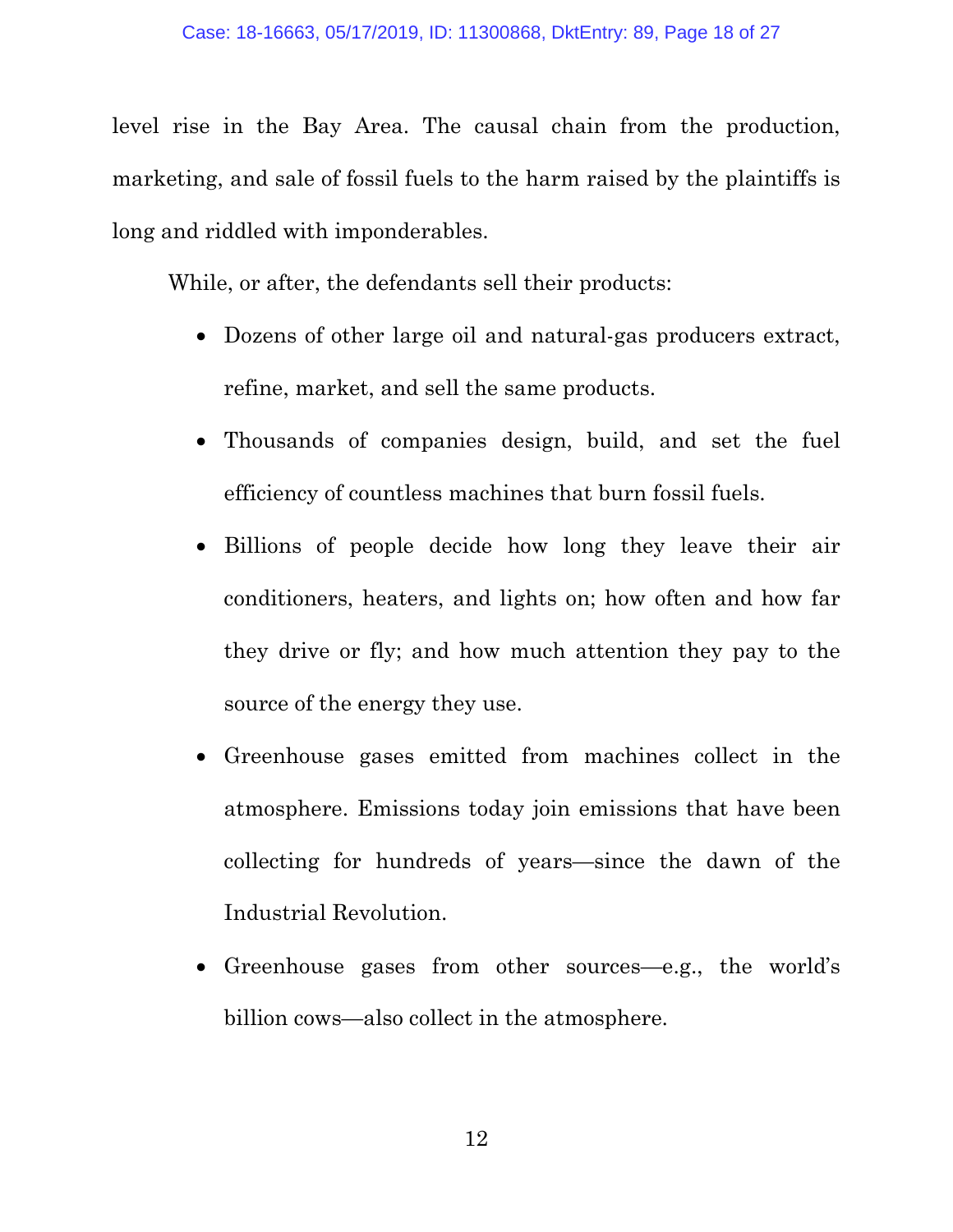level rise in the Bay Area. The causal chain from the production, marketing, and sale of fossil fuels to the harm raised by the plaintiffs is long and riddled with imponderables.

While, or after, the defendants sell their products:

- Dozens of other large oil and natural-gas producers extract, refine, market, and sell the same products.
- Thousands of companies design, build, and set the fuel efficiency of countless machines that burn fossil fuels.
- Billions of people decide how long they leave their air conditioners, heaters, and lights on; how often and how far they drive or fly; and how much attention they pay to the source of the energy they use.
- Greenhouse gases emitted from machines collect in the atmosphere. Emissions today join emissions that have been collecting for hundreds of years—since the dawn of the Industrial Revolution.
- Greenhouse gases from other sources—e.g., the world's billion cows—also collect in the atmosphere.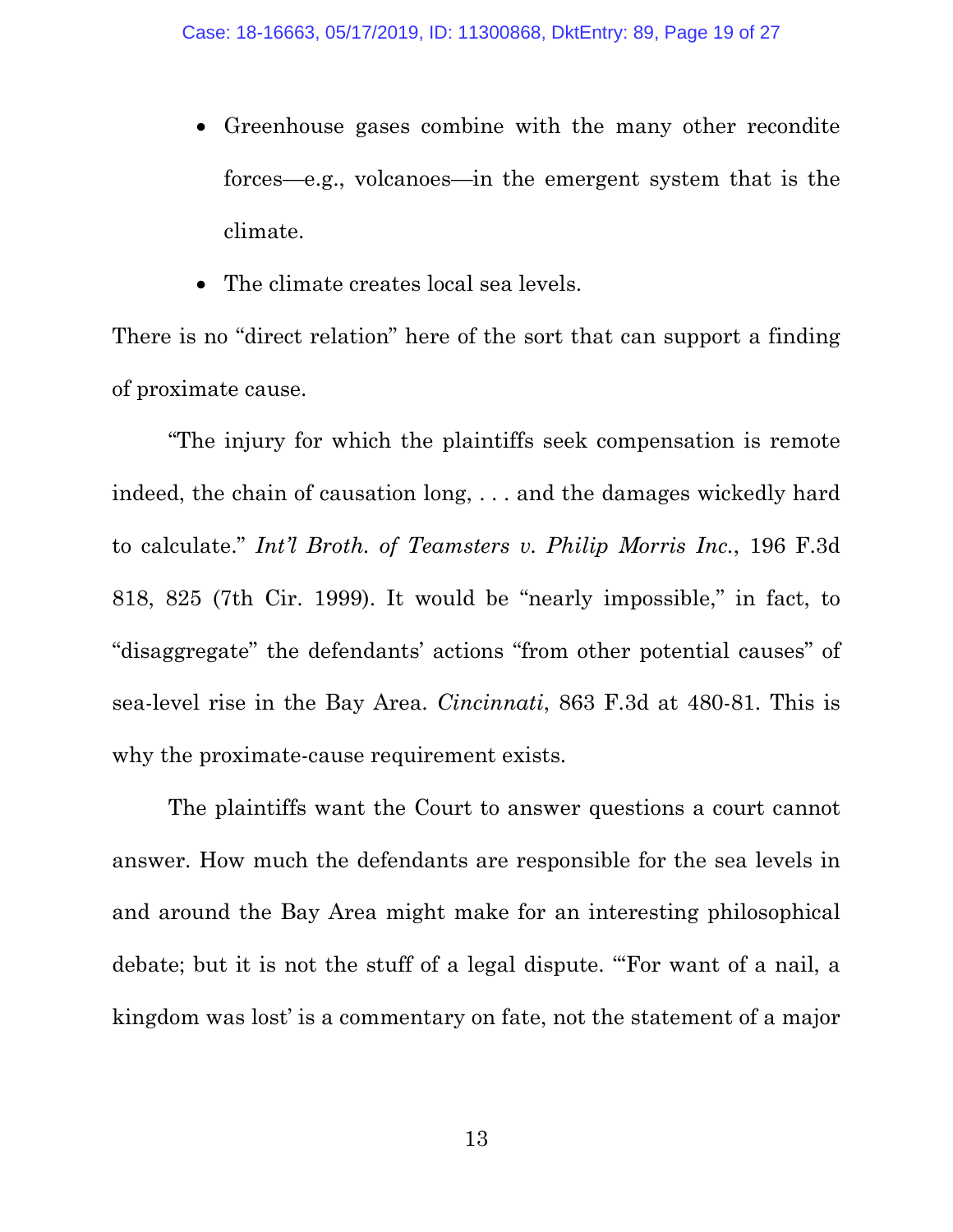- Greenhouse gases combine with the many other recondite forces—e.g., volcanoes—in the emergent system that is the climate.
- The climate creates local sea levels.

There is no "direct relation" here of the sort that can support a finding of proximate cause.

"The injury for which the plaintiffs seek compensation is remote indeed, the chain of causation long, . . . and the damages wickedly hard to calculate." *Int'l Broth. of Teamsters v. Philip Morris Inc.*, 196 F.3d 818, 825 (7th Cir. 1999). It would be "nearly impossible," in fact, to "disaggregate" the defendants' actions "from other potential causes" of sea-level rise in the Bay Area. *Cincinnati*, 863 F.3d at 480-81. This is why the proximate-cause requirement exists.

The plaintiffs want the Court to answer questions a court cannot answer. How much the defendants are responsible for the sea levels in and around the Bay Area might make for an interesting philosophical debate; but it is not the stuff of a legal dispute. "'For want of a nail, a kingdom was lost' is a commentary on fate, not the statement of a major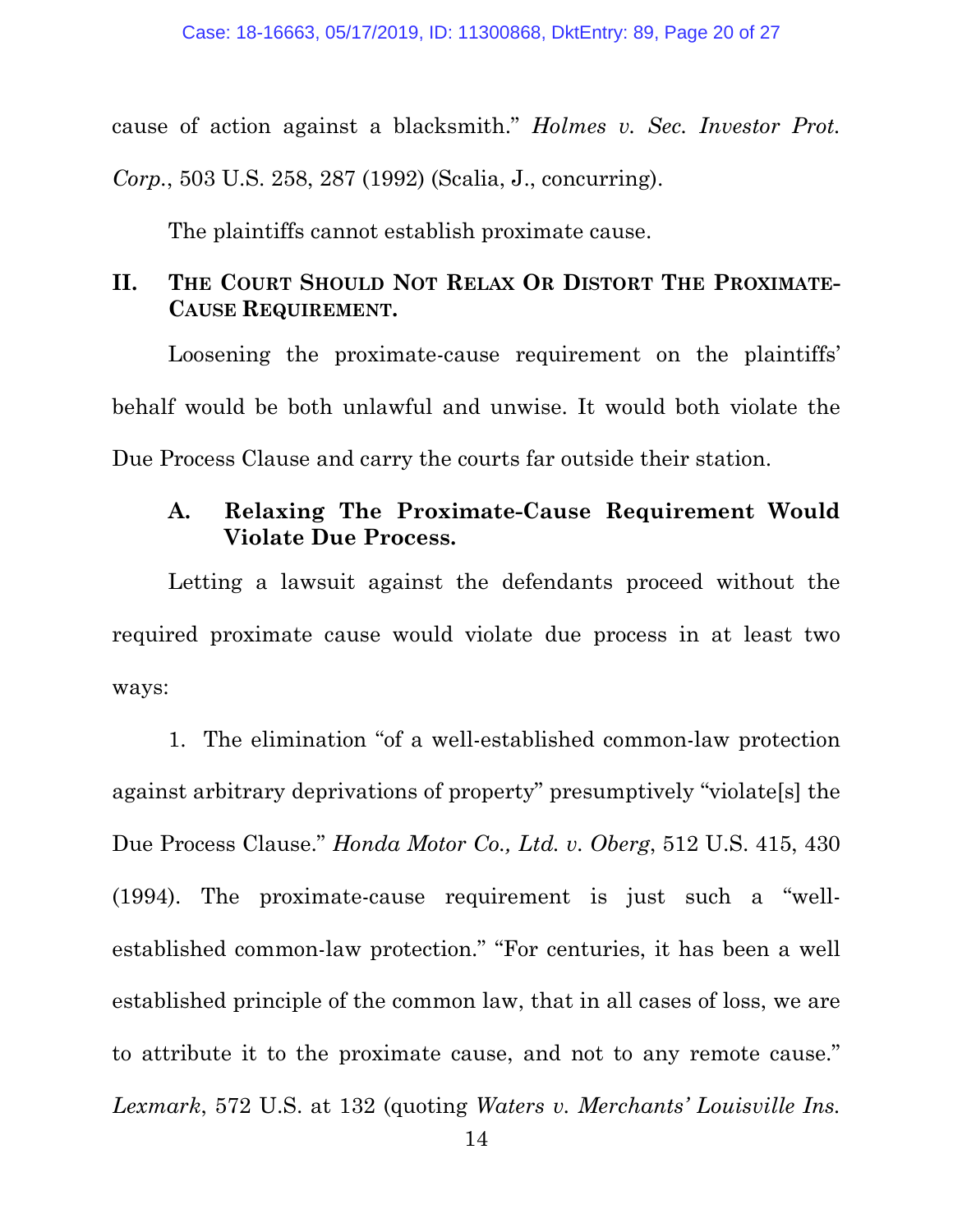cause of action against a blacksmith." *Holmes v. Sec. Investor Prot. Corp.*, 503 U.S. 258, 287 (1992) (Scalia, J., concurring).

The plaintiffs cannot establish proximate cause.

## II. The Court Should Not Relax Or Distort The Proximate-Cause Requirement.

Loosening the proximate-cause requirement on the plaintiffs' behalf would be both unlawful and unwise. It would both violate the Due Process Clause and carry the courts far outside their station.

### A. Relaxing The Proximate-Cause Requirement Would Violate Due Process.

Letting a lawsuit against the defendants proceed without the required proximate cause would violate due process in at least two ways:

1. The elimination "of a well-established common-law protection against arbitrary deprivations of property" presumptively "violate[s] the Due Process Clause." *Honda Motor Co., Ltd. v. Oberg*, 512 U.S. 415, 430 (1994). The proximate-cause requirement is just such a "well-established common-law protection." "For centuries, it has been a well established principle of the common law, that in all cases of loss, we are to attribute it to the proximate cause, and not to any remote cause." *Lexmark*, 572 U.S. at 132 (quoting *Waters v. Merchants' Louisville Ins.*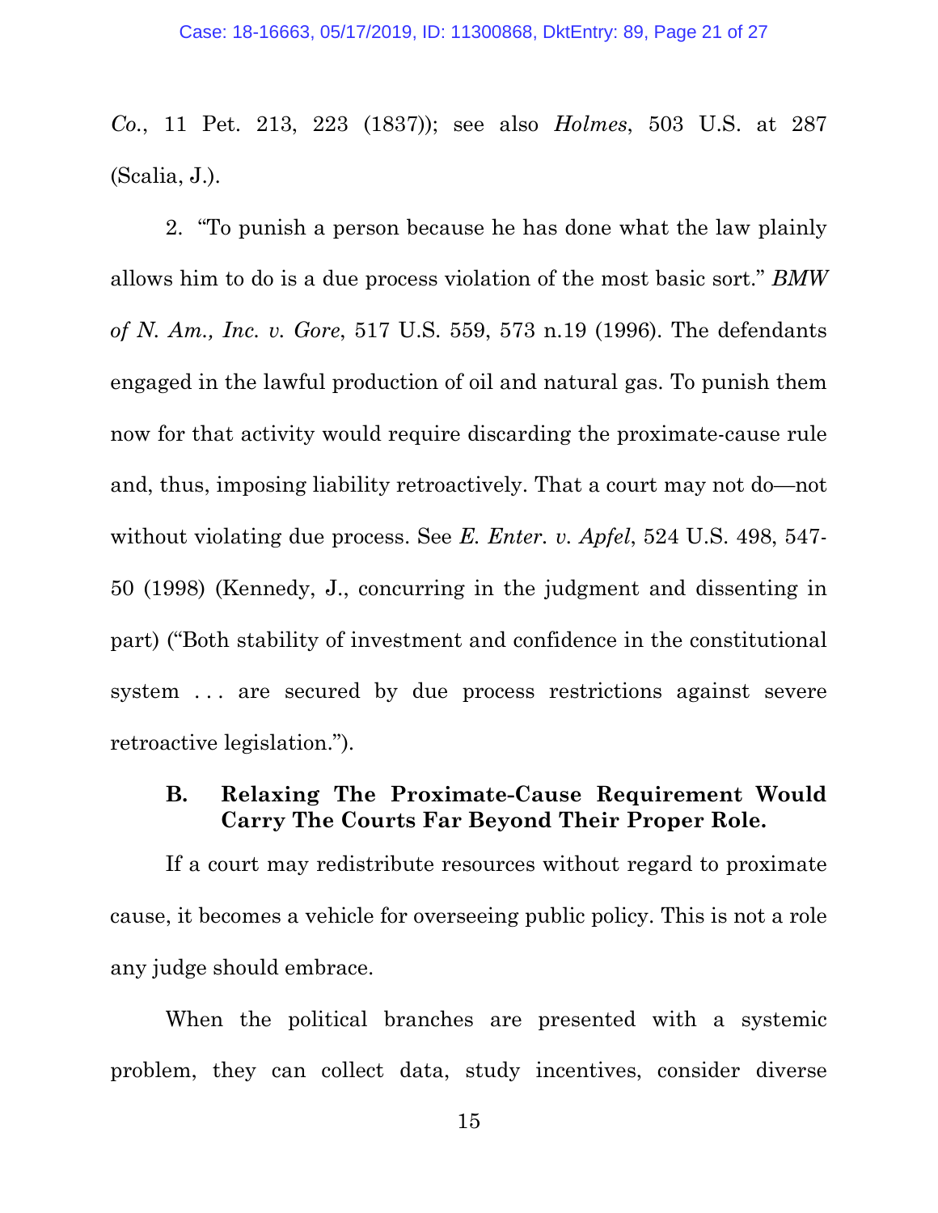*Co.*, 11 Pet. 213, 223 (1837)); see also *Holmes*, 503 U.S. at 287 (Scalia, J.).

2. "To punish a person because he has done what the law plainly allows him to do is a due process violation of the most basic sort." *BMW of N. Am., Inc. v. Gore*, 517 U.S. 559, 573 n.19 (1996). The defendants engaged in the lawful production of oil and natural gas. To punish them now for that activity would require discarding the proximate-cause rule and, thus, imposing liability retroactively. That a court may not do—not without violating due process. See *E. Enter. v. Apfel*, 524 U.S. 498, 547-50 (1998) (Kennedy, J., concurring in the judgment and dissenting in part) ("Both stability of investment and confidence in the constitutional system . . . are secured by due process restrictions against severe retroactive legislation.").

### B. Relaxing The Proximate-Cause Requirement Would Carry The Courts Far Beyond Their Proper Role.

If a court may redistribute resources without regard to proximate cause, it becomes a vehicle for overseeing public policy. This is not a role any judge should embrace.

When the political branches are presented with a systemic problem, they can collect data, study incentives, consider diverse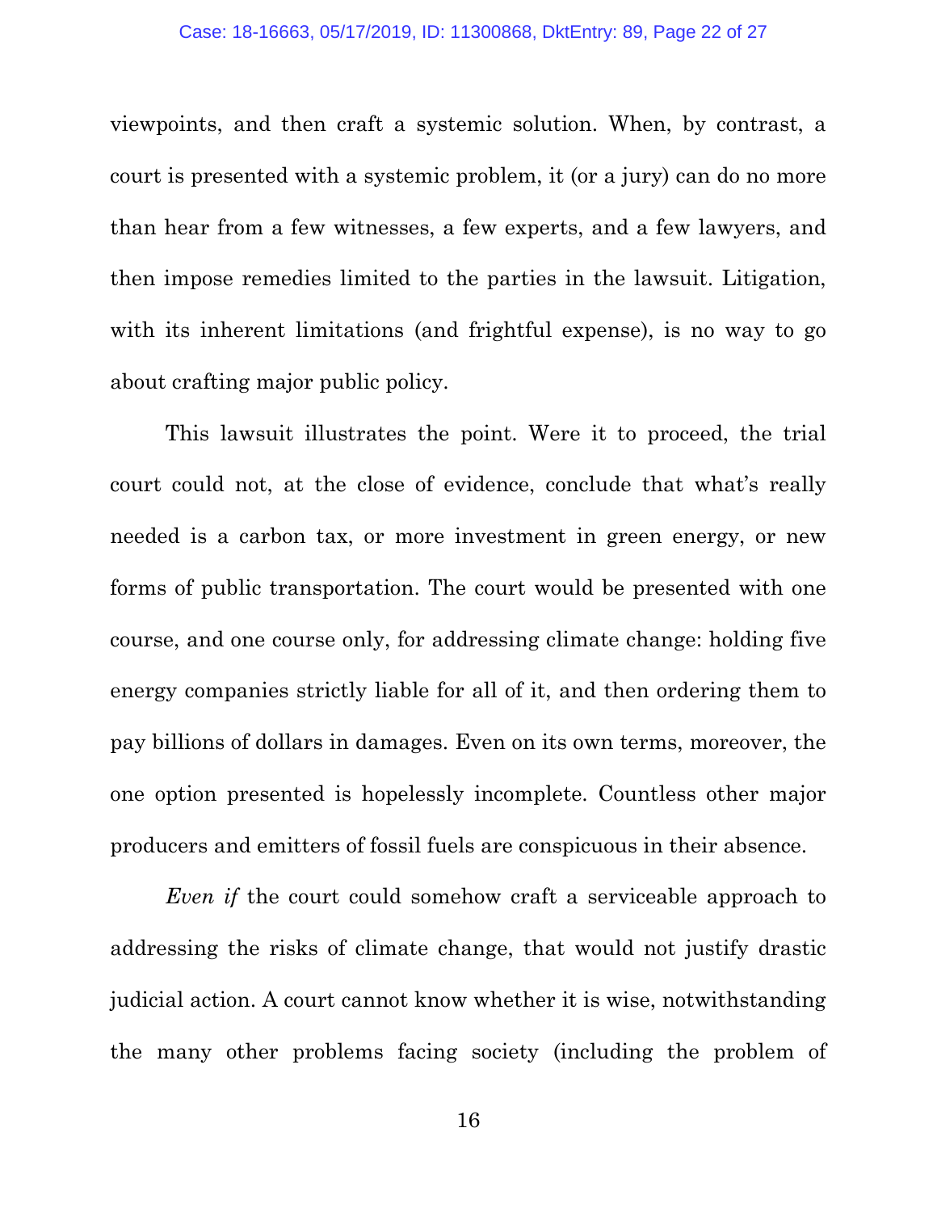viewpoints, and then craft a systemic solution. When, by contrast, a court is presented with a systemic problem, it (or a jury) can do no more than hear from a few witnesses, a few experts, and a few lawyers, and then impose remedies limited to the parties in the lawsuit. Litigation, with its inherent limitations (and frightful expense), is no way to go about crafting major public policy.

This lawsuit illustrates the point. Were it to proceed, the trial court could not, at the close of evidence, conclude that what's really needed is a carbon tax, or more investment in green energy, or new forms of public transportation. The court would be presented with one course, and one course only, for addressing climate change: holding five energy companies strictly liable for all of it, and then ordering them to pay billions of dollars in damages. Even on its own terms, moreover, the one option presented is hopelessly incomplete. Countless other major producers and emitters of fossil fuels are conspicuous in their absence.

*Even if* the court could somehow craft a serviceable approach to addressing the risks of climate change, that would not justify drastic judicial action. A court cannot know whether it is wise, notwithstanding the many other problems facing society (including the problem of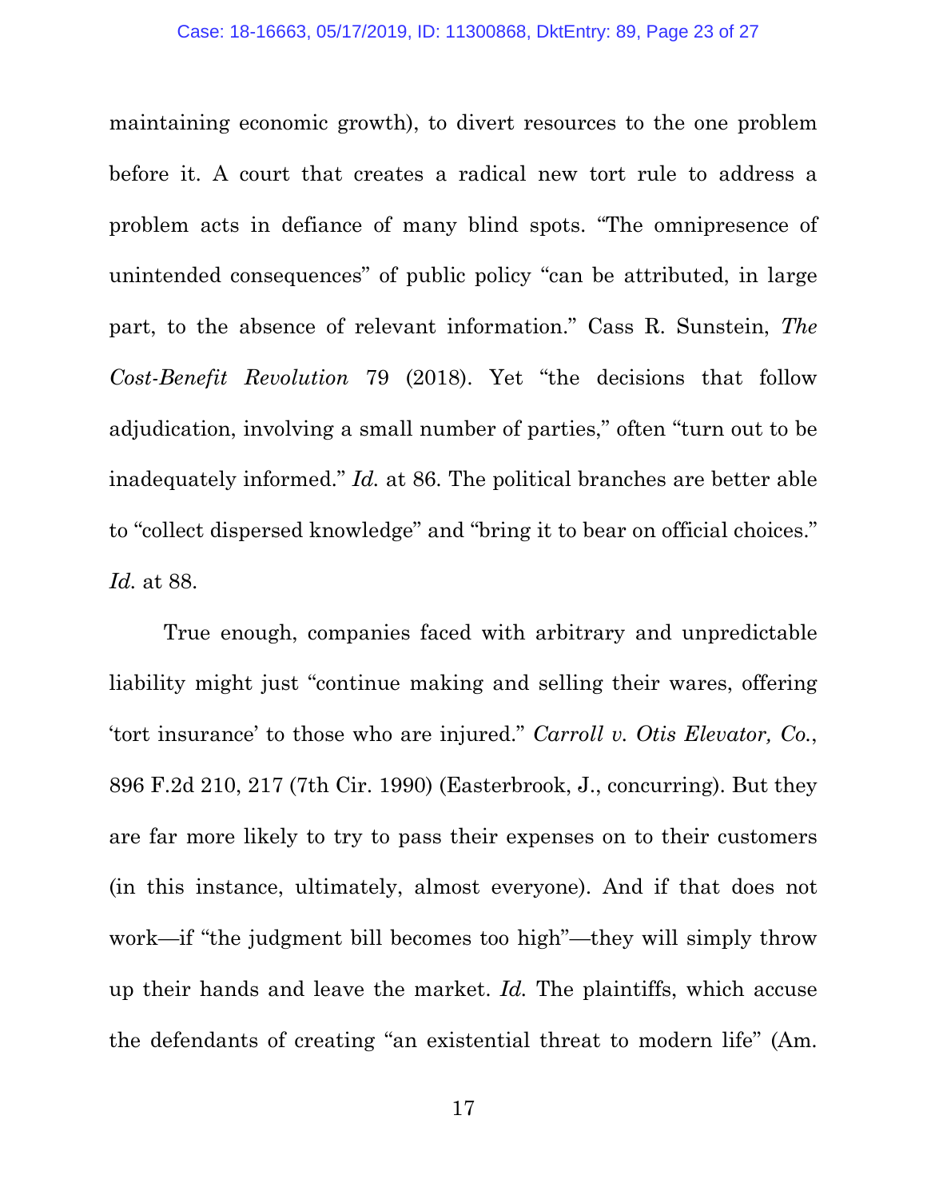maintaining economic growth), to divert resources to the one problem before it. A court that creates a radical new tort rule to address a problem acts in defiance of many blind spots. "The omnipresence of unintended consequences" of public policy "can be attributed, in large part, to the absence of relevant information." Cass R. Sunstein, *The Cost-Benefit Revolution* 79 (2018). Yet "the decisions that follow adjudication, involving a small number of parties," often "turn out to be inadequately informed." *Id.* at 86. The political branches are better able to "collect dispersed knowledge" and "bring it to bear on official choices." *Id.* at 88.

True enough, companies faced with arbitrary and unpredictable liability might just "continue making and selling their wares, offering 'tort insurance' to those who are injured." *Carroll v. Otis Elevator, Co.*, 896 F.2d 210, 217 (7th Cir. 1990) (Easterbrook, J., concurring). But they are far more likely to try to pass their expenses on to their customers (in this instance, ultimately, almost everyone). And if that does not work—if "the judgment bill becomes too high"—they will simply throw up their hands and leave the market. *Id.* The plaintiffs, which accuse the defendants of creating "an existential threat to modern life" (Am.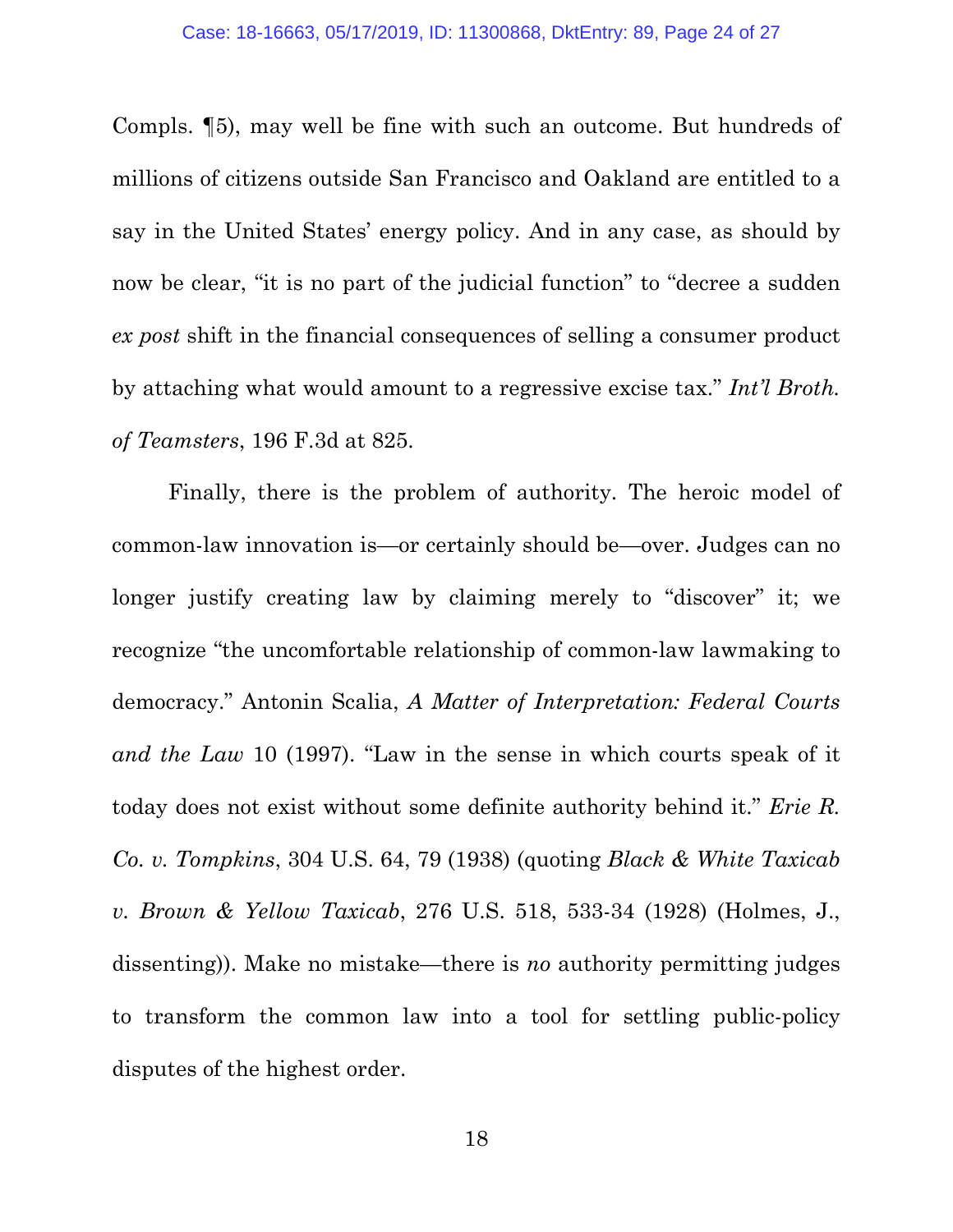Compls. ¶5), may well be fine with such an outcome. But hundreds of millions of citizens outside San Francisco and Oakland are entitled to a say in the United States' energy policy. And in any case, as should by now be clear, "it is no part of the judicial function" to "decree a sudden *ex post* shift in the financial consequences of selling a consumer product by attaching what would amount to a regressive excise tax." *Int'l Broth. of Teamsters*, 196 F.3d at 825.

Finally, there is the problem of authority. The heroic model of common-law innovation is—or certainly should be—over. Judges can no longer justify creating law by claiming merely to "discover" it; we recognize "the uncomfortable relationship of common-law lawmaking to democracy." Antonin Scalia, *A Matter of Interpretation: Federal Courts and the Law* 10 (1997). "Law in the sense in which courts speak of it today does not exist without some definite authority behind it." *Erie R. Co. v. Tompkins*, 304 U.S. 64, 79 (1938) (quoting *Black & White Taxicab v. Brown & Yellow Taxicab*, 276 U.S. 518, 533-34 (1928) (Holmes, J., dissenting)). Make no mistake—there is *no* authority permitting judges to transform the common law into a tool for settling public-policy disputes of the highest order.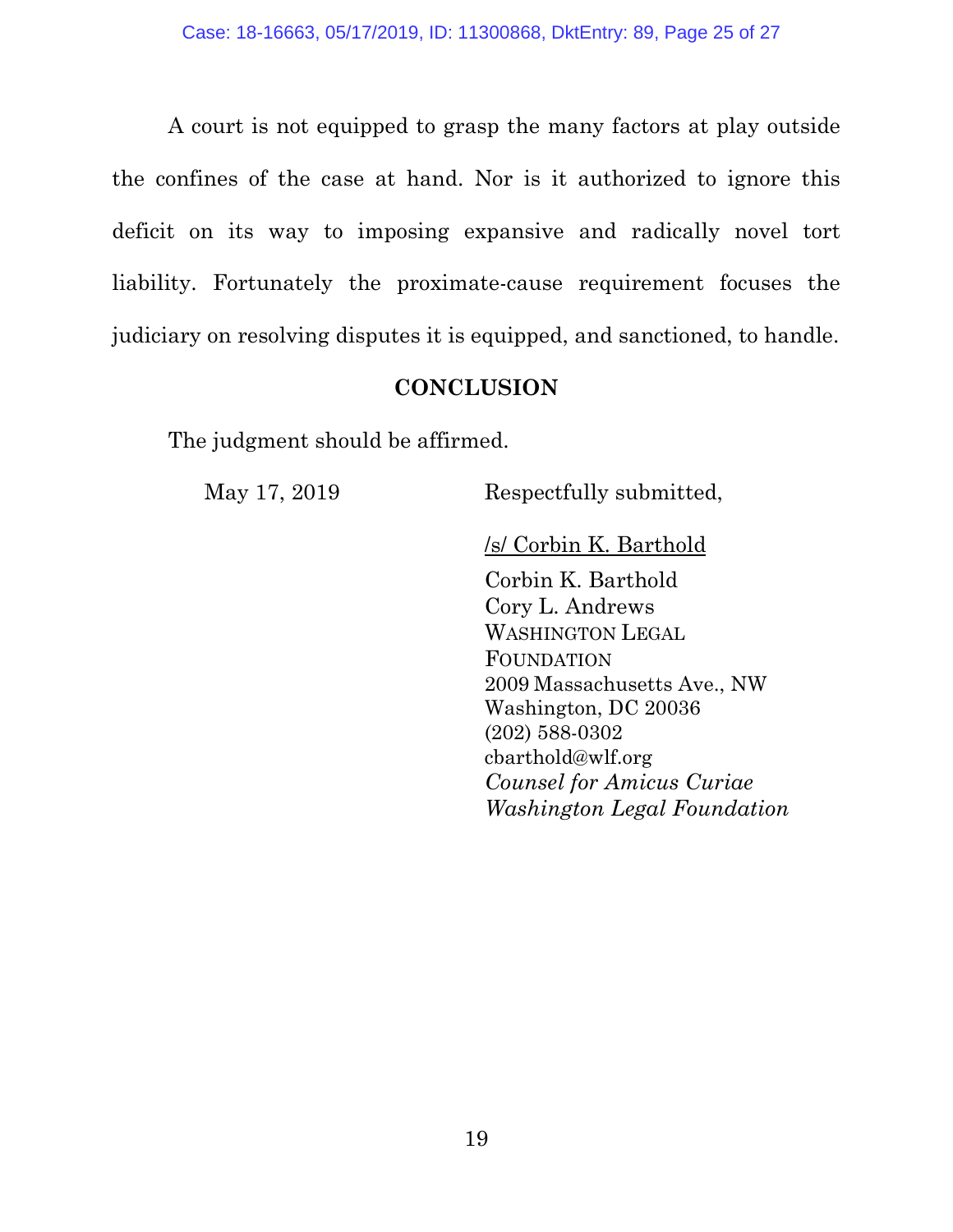A court is not equipped to grasp the many factors at play outside the confines of the case at hand. Nor is it authorized to ignore this deficit on its way to imposing expansive and radically novel tort liability. Fortunately the proximate-cause requirement focuses the judiciary on resolving disputes it is equipped, and sanctioned, to handle.

## CONCLUSION

The judgment should be affirmed.

May 17, 2019

Respectfully submitted,

/s/ Corbin K. Barthold

Corbin K. Barthold
Cory L. Andrews
WASHINGTON LEGAL FOUNDATION
2009 Massachusetts Ave., NW
Washington, DC 20036
(202) 588-0302
cbarthold@wlf.org
*Counsel for Amicus Curiae Washington Legal Foundation*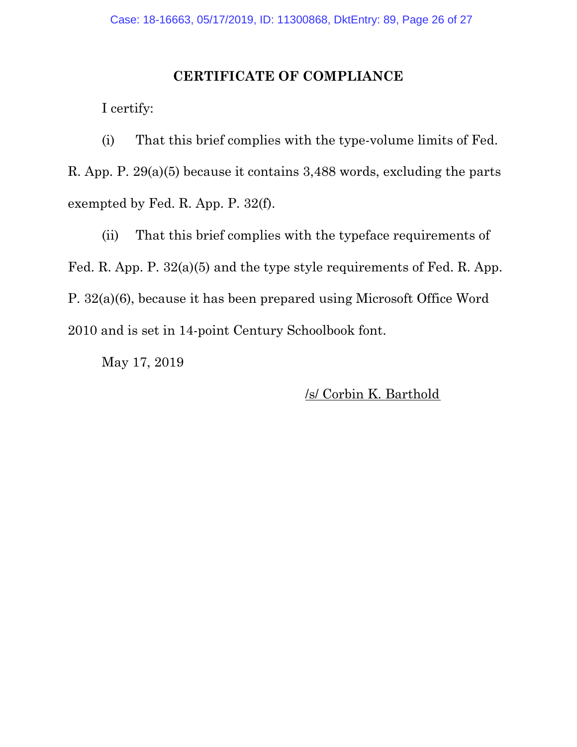## CERTIFICATE OF COMPLIANCE

I certify:

(i) That this brief complies with the type-volume limits of Fed. R. App. P. 29(a)(5) because it contains 3,488 words, excluding the parts exempted by Fed. R. App. P. 32(f).

(ii) That this brief complies with the typeface requirements of Fed. R. App. P. 32(a)(5) and the type style requirements of Fed. R. App. P. 32(a)(6), because it has been prepared using Microsoft Office Word 2010 and is set in 14-point Century Schoolbook font.

May 17, 2019

/s/ Corbin K. Barthold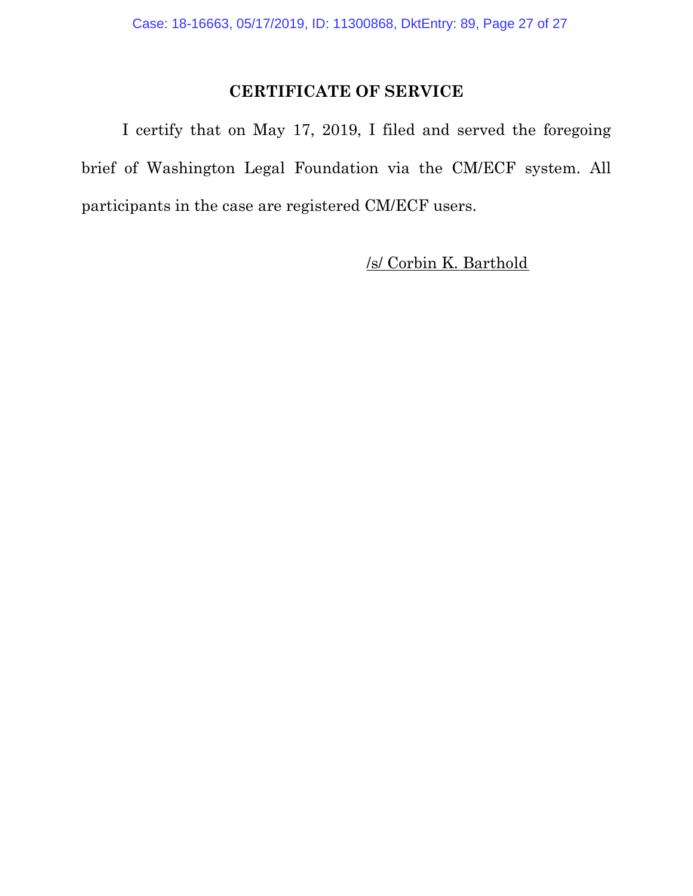## CERTIFICATE OF SERVICE

I certify that on May 17, 2019, I filed and served the foregoing brief of Washington Legal Foundation via the CM/ECF system. All participants in the case are registered CM/ECF users.

/s/ Corbin K. Barthold